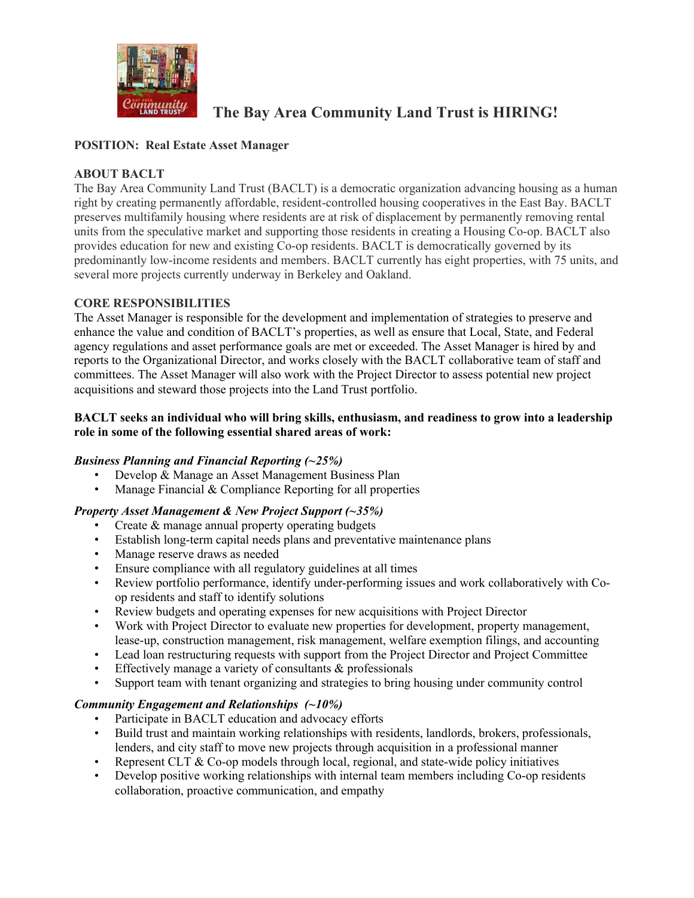# The Bay Area Community Land Trust is HIRING!

**POSITION: Real Estate Asset Manager**

**ABOUT BACLT**

The Bay Area Community Land Trust (BACLT) is a democratic organization advancing housing as a human right by creating permanently affordable, resident-controlled housing cooperatives in the East Bay. BACLT preserves multifamily housing where residents are at risk of displacement by permanently removing rental units from the speculative market and supporting those residents in creating a Housing Co-op. BACLT also provides education for new and existing Co-op residents. BACLT is democratically governed by its predominantly low-income residents and members. BACLT currently has eight properties, with 75 units, and several more projects currently underway in Berkeley and Oakland.

**CORE RESPONSIBILITIES**

The Asset Manager is responsible for the development and implementation of strategies to preserve and enhance the value and condition of BACLT's properties, as well as ensure that Local, State, and Federal agency regulations and asset performance goals are met or exceeded. The Asset Manager is hired by and reports to the Organizational Director, and works closely with the BACLT collaborative team of staff and committees. The Asset Manager will also work with the Project Director to assess potential new project acquisitions and steward those projects into the Land Trust portfolio.

**BACLT seeks an individual who will bring skills, enthusiasm, and readiness to grow into a leadership role in some of the following essential shared areas of work:**

***Business Planning and Financial Reporting (~25%)***

- Develop & Manage an Asset Management Business Plan
- Manage Financial & Compliance Reporting for all properties

***Property Asset Management & New Project Support (~35%)***

- Create & manage annual property operating budgets
- Establish long-term capital needs plans and preventative maintenance plans
- Manage reserve draws as needed
- Ensure compliance with all regulatory guidelines at all times
- Review portfolio performance, identify under-performing issues and work collaboratively with Co-op residents and staff to identify solutions
- Review budgets and operating expenses for new acquisitions with Project Director
- Work with Project Director to evaluate new properties for development, property management, lease-up, construction management, risk management, welfare exemption filings, and accounting
- Lead loan restructuring requests with support from the Project Director and Project Committee
- Effectively manage a variety of consultants & professionals
- Support team with tenant organizing and strategies to bring housing under community control

***Community Engagement and Relationships (~10%)***

- Participate in BACLT education and advocacy efforts
- Build trust and maintain working relationships with residents, landlords, brokers, professionals, lenders, and city staff to move new projects through acquisition in a professional manner
- Represent CLT & Co-op models through local, regional, and state-wide policy initiatives
- Develop positive working relationships with internal team members including Co-op residents collaboration, proactive communication, and empathy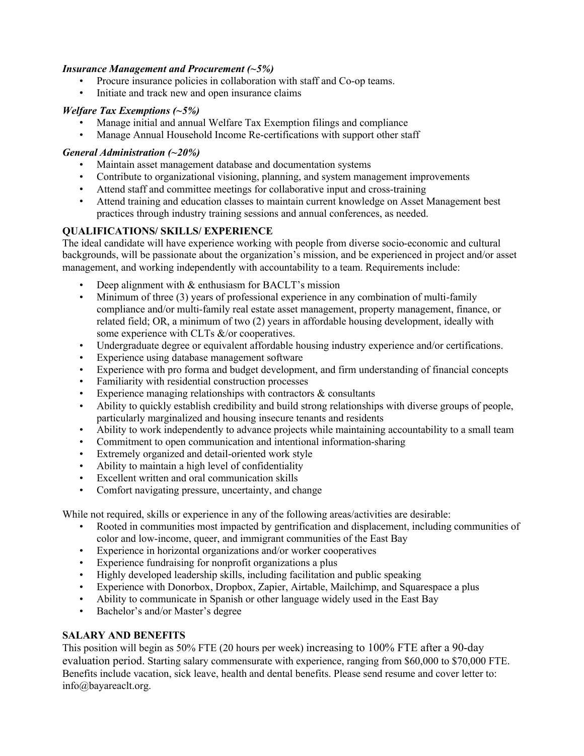***Insurance Management and Procurement (~5%)***

- Procure insurance policies in collaboration with staff and Co-op teams.
- Initiate and track new and open insurance claims

***Welfare Tax Exemptions (~5%)***

- Manage initial and annual Welfare Tax Exemption filings and compliance
- Manage Annual Household Income Re-certifications with support other staff

***General Administration (~20%)***

- Maintain asset management database and documentation systems
- Contribute to organizational visioning, planning, and system management improvements
- Attend staff and committee meetings for collaborative input and cross-training
- Attend training and education classes to maintain current knowledge on Asset Management best practices through industry training sessions and annual conferences, as needed.

**QUALIFICATIONS/ SKILLS/ EXPERIENCE**

The ideal candidate will have experience working with people from diverse socio-economic and cultural backgrounds, will be passionate about the organization's mission, and be experienced in project and/or asset management, and working independently with accountability to a team. Requirements include:

- Deep alignment with & enthusiasm for BACLT's mission
- Minimum of three (3) years of professional experience in any combination of multi-family compliance and/or multi-family real estate asset management, property management, finance, or related field; OR, a minimum of two (2) years in affordable housing development, ideally with some experience with CLTs &/or cooperatives.
- Undergraduate degree or equivalent affordable housing industry experience and/or certifications.
- Experience using database management software
- Experience with pro forma and budget development, and firm understanding of financial concepts
- Familiarity with residential construction processes
- Experience managing relationships with contractors & consultants
- Ability to quickly establish credibility and build strong relationships with diverse groups of people, particularly marginalized and housing insecure tenants and residents
- Ability to work independently to advance projects while maintaining accountability to a small team
- Commitment to open communication and intentional information-sharing
- Extremely organized and detail-oriented work style
- Ability to maintain a high level of confidentiality
- Excellent written and oral communication skills
- Comfort navigating pressure, uncertainty, and change

While not required, skills or experience in any of the following areas/activities are desirable:

- Rooted in communities most impacted by gentrification and displacement, including communities of color and low-income, queer, and immigrant communities of the East Bay
- Experience in horizontal organizations and/or worker cooperatives
- Experience fundraising for nonprofit organizations a plus
- Highly developed leadership skills, including facilitation and public speaking
- Experience with Donorbox, Dropbox, Zapier, Airtable, Mailchimp, and Squarespace a plus
- Ability to communicate in Spanish or other language widely used in the East Bay
- Bachelor's and/or Master's degree

**SALARY AND BENEFITS**

This position will begin as 50% FTE (20 hours per week) increasing to 100% FTE after a 90-day evaluation period. Starting salary commensurate with experience, ranging from $60,000 to $70,000 FTE. Benefits include vacation, sick leave, health and dental benefits. Please send resume and cover letter to: info@bayareaclt.org.